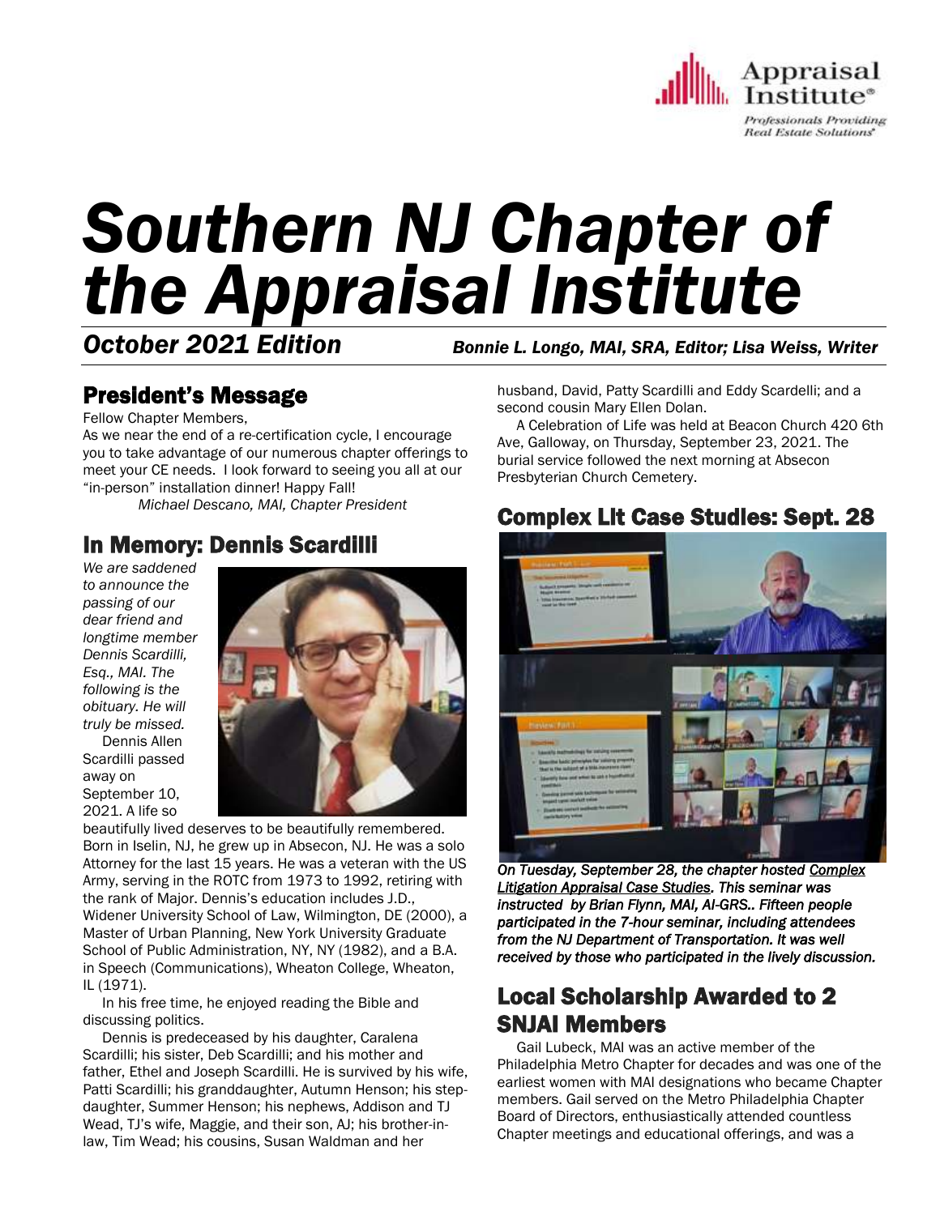Appraisal Institute®
*Professionals Providing Real Estate Solutions®*

# *Southern NJ Chapter of the Appraisal Institute*

***October 2021 Edition*** ***Bonnie L. Longo, MAI, SRA, Editor; Lisa Weiss, Writer***

## President's Message

Fellow Chapter Members,

As we near the end of a re-certification cycle, I encourage you to take advantage of our numerous chapter offerings to meet your CE needs. I look forward to seeing you all at our "in-person" installation dinner! Happy Fall!

*Michael Descano, MAI, Chapter President*

## In Memory: Dennis Scardilli

*We are saddened to announce the passing of our dear friend and longtime member Dennis Scardilli, Esq., MAI. The following is the obituary. He will truly be missed.*

Dennis Allen Scardilli passed away on September 10, 2021. A life so beautifully lived deserves to be beautifully remembered. Born in Iselin, NJ, he grew up in Absecon, NJ. He was a solo Attorney for the last 15 years. He was a veteran with the US Army, serving in the ROTC from 1973 to 1992, retiring with the rank of Major. Dennis's education includes J.D., Widener University School of Law, Wilmington, DE (2000), a Master of Urban Planning, New York University Graduate School of Public Administration, NY, NY (1982), and a B.A. in Speech (Communications), Wheaton College, Wheaton, IL (1971).

In his free time, he enjoyed reading the Bible and discussing politics.

Dennis is predeceased by his daughter, Caralena Scardilli; his sister, Deb Scardilli; and his mother and father, Ethel and Joseph Scardilli. He is survived by his wife, Patti Scardilli; his granddaughter, Autumn Henson; his step-daughter, Summer Henson; his nephews, Addison and TJ Wead, TJ's wife, Maggie, and their son, AJ; his brother-in-law, Tim Wead; his cousins, Susan Waldman and her husband, David, Patty Scardilli and Eddy Scardelli; and a second cousin Mary Ellen Dolan.

A Celebration of Life was held at Beacon Church 420 6th Ave, Galloway, on Thursday, September 23, 2021. The burial service followed the next morning at Absecon Presbyterian Church Cemetery.

## Complex Lit Case Studies: Sept. 28

***On Tuesday, September 28, the chapter hosted Complex Litigation Appraisal Case Studies. This seminar was instructed by Brian Flynn, MAI, AI-GRS.. Fifteen people participated in the 7-hour seminar, including attendees from the NJ Department of Transportation. It was well received by those who participated in the lively discussion.***

## Local Scholarship Awarded to 2 SNJAI Members

Gail Lubeck, MAI was an active member of the Philadelphia Metro Chapter for decades and was one of the earliest women with MAI designations who became Chapter members. Gail served on the Metro Philadelphia Chapter Board of Directors, enthusiastically attended countless Chapter meetings and educational offerings, and was a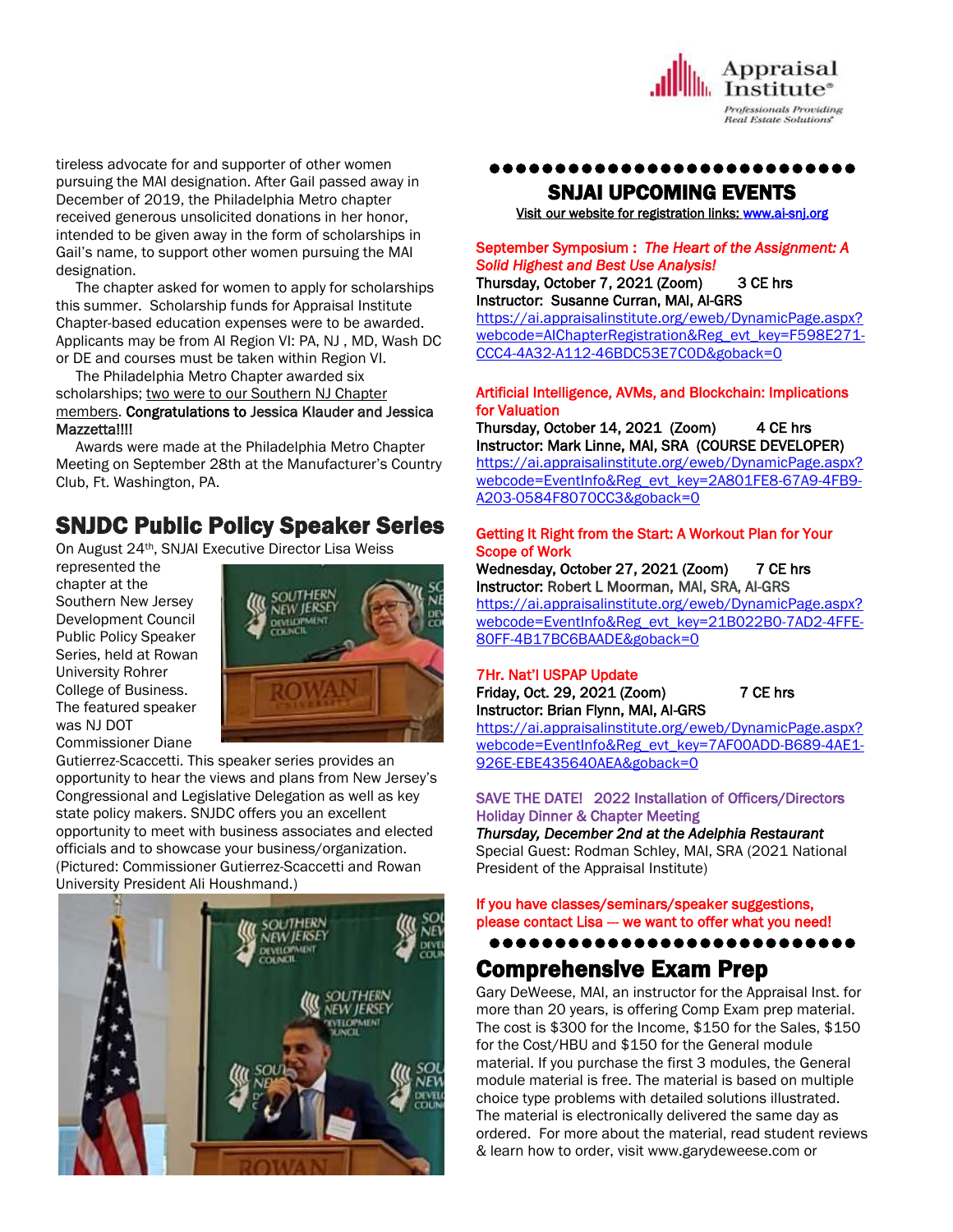tireless advocate for and supporter of other women pursuing the MAI designation. After Gail passed away in December of 2019, the Philadelphia Metro chapter received generous unsolicited donations in her honor, intended to be given away in the form of scholarships in Gail's name, to support other women pursuing the MAI designation.

The chapter asked for women to apply for scholarships this summer. Scholarship funds for Appraisal Institute Chapter-based education expenses were to be awarded. Applicants may be from AI Region VI: PA, NJ , MD, Wash DC or DE and courses must be taken within Region VI.

The Philadelphia Metro Chapter awarded six scholarships; two were to our Southern NJ Chapter members. **Congratulations to Jessica Klauder and Jessica Mazzetta!!!!**

Awards were made at the Philadelphia Metro Chapter Meeting on September 28th at the Manufacturer's Country Club, Ft. Washington, PA.

## SNJDC Public Policy Speaker Series

On August 24th, SNJAI Executive Director Lisa Weiss represented the chapter at the Southern New Jersey Development Council Public Policy Speaker Series, held at Rowan University Rohrer College of Business. The featured speaker was NJ DOT Commissioner Diane Gutierrez-Scaccetti. This speaker series provides an opportunity to hear the views and plans from New Jersey's Congressional and Legislative Delegation as well as key state policy makers. SNJDC offers you an excellent opportunity to meet with business associates and elected officials and to showcase your business/organization. (Pictured: Commissioner Gutierrez-Scaccetti and Rowan University President Ali Houshmand.)

## SNJAI UPCOMING EVENTS

Visit our website for registration links: www.ai-snj.org

**September Symposium : *The Heart of the Assignment: A Solid Highest and Best Use Analysis!***
**Thursday, October 7, 2021 (Zoom) 3 CE hrs**
**Instructor: Susanne Curran, MAI, AI-GRS**
https://ai.appraisalinstitute.org/eweb/DynamicPage.aspx?webcode=AIChapterRegistration&Reg_evt_key=F598E271-CCC4-4A32-A112-46BDC53E7C0D&goback=0

**Artificial Intelligence, AVMs, and Blockchain: Implications for Valuation**
**Thursday, October 14, 2021 (Zoom) 4 CE hrs**
**Instructor: Mark Linne, MAI, SRA (COURSE DEVELOPER)**
https://ai.appraisalinstitute.org/eweb/DynamicPage.aspx?webcode=EventInfo&Reg_evt_key=2A801FE8-67A9-4FB9-A203-0584F8070CC3&goback=0

**Getting It Right from the Start: A Workout Plan for Your Scope of Work**
**Wednesday, October 27, 2021 (Zoom) 7 CE hrs**
**Instructor: Robert L Moorman, MAI, SRA, AI-GRS**
https://ai.appraisalinstitute.org/eweb/DynamicPage.aspx?webcode=EventInfo&Reg_evt_key=21B022B0-7AD2-4FFE-80FF-4B17BC6BAADE&goback=0

**7Hr. Nat'l USPAP Update**
**Friday, Oct. 29, 2021 (Zoom) 7 CE hrs**
**Instructor: Brian Flynn, MAI, AI-GRS**
https://ai.appraisalinstitute.org/eweb/DynamicPage.aspx?webcode=EventInfo&Reg_evt_key=7AF00ADD-B689-4AE1-926E-EBE435640AEA&goback=0

**SAVE THE DATE! 2022 Installation of Officers/Directors Holiday Dinner & Chapter Meeting**
***Thursday, December 2nd at the Adelphia Restaurant***
Special Guest: Rodman Schley, MAI, SRA (2021 National President of the Appraisal Institute)

**If you have classes/seminars/speaker suggestions, please contact Lisa — we want to offer what you need!**

## Comprehensive Exam Prep

Gary DeWeese, MAI, an instructor for the Appraisal Inst. for more than 20 years, is offering Comp Exam prep material. The cost is $300 for the Income, $150 for the Sales, $150 for the Cost/HBU and $150 for the General module material. If you purchase the first 3 modules, the General module material is free. The material is based on multiple choice type problems with detailed solutions illustrated. The material is electronically delivered the same day as ordered. For more about the material, read student reviews & learn how to order, visit www.garydeweese.com or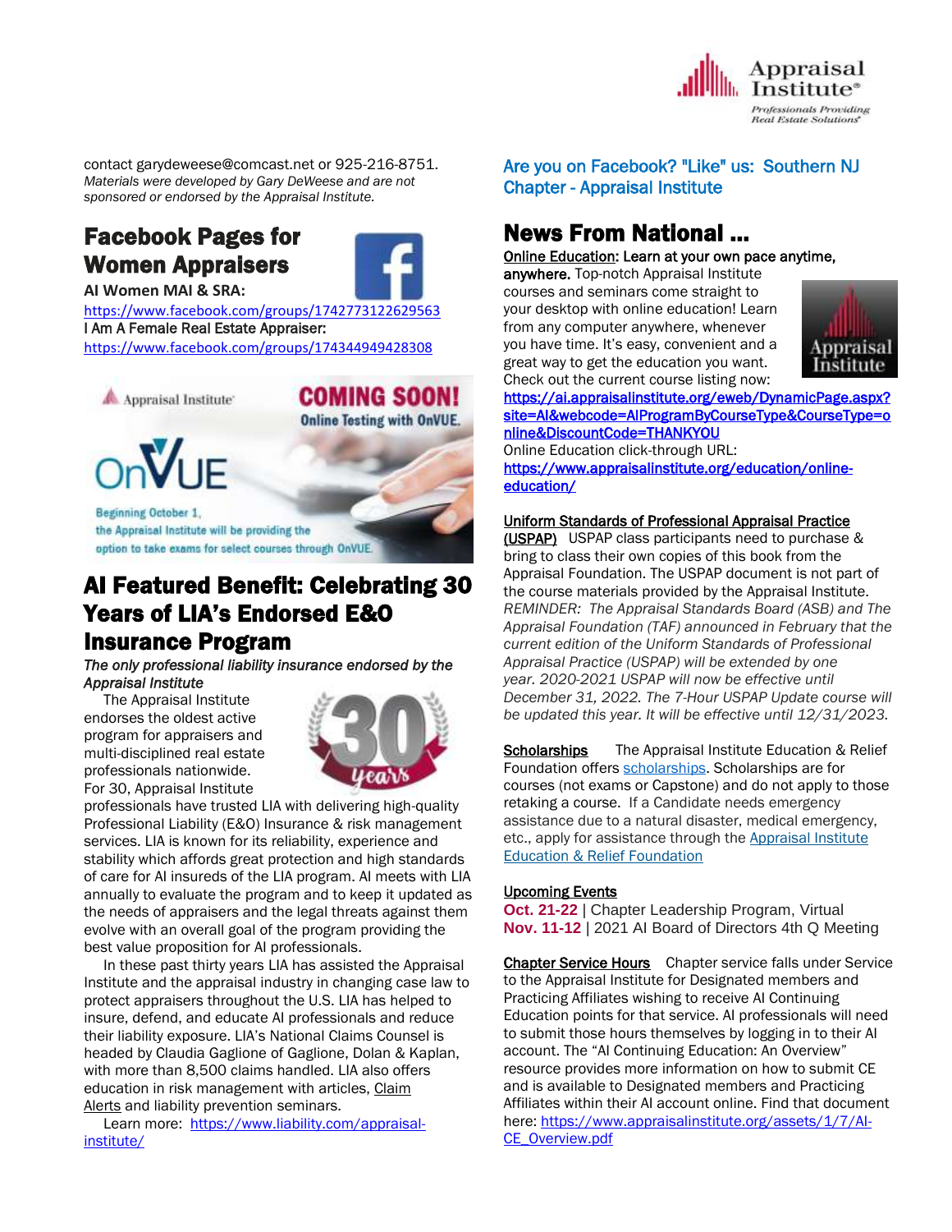contact garydeweese@comcast.net or 925-216-8751.
*Materials were developed by Gary DeWeese and are not sponsored or endorsed by the Appraisal Institute.*

## Facebook Pages for Women Appraisers

**AI Women MAI & SRA:**
https://www.facebook.com/groups/1742773122629563
**I Am A Female Real Estate Appraiser:**
https://www.facebook.com/groups/174344949428308

Appraisal Institute
**COMING SOON!**
Online Testing with OnVUE.
OnVUE
Beginning October 1, the Appraisal Institute will be providing the option to take exams for select courses through OnVUE.

## AI Featured Benefit: Celebrating 30 Years of LIA's Endorsed E&O Insurance Program

***The only professional liability insurance endorsed by the Appraisal Institute***

The Appraisal Institute endorses the oldest active program for appraisers and multi-disciplined real estate professionals nationwide. For 30, Appraisal Institute professionals have trusted LIA with delivering high-quality Professional Liability (E&O) Insurance & risk management services. LIA is known for its reliability, experience and stability which affords great protection and high standards of care for AI insureds of the LIA program. AI meets with LIA annually to evaluate the program and to keep it updated as the needs of appraisers and the legal threats against them evolve with an overall goal of the program providing the best value proposition for AI professionals.

In these past thirty years LIA has assisted the Appraisal Institute and the appraisal industry in changing case law to protect appraisers throughout the U.S. LIA has helped to insure, defend, and educate AI professionals and reduce their liability exposure. LIA's National Claims Counsel is headed by Claudia Gaglione of Gaglione, Dolan & Kaplan, with more than 8,500 claims handled. LIA also offers education in risk management with articles, Claim Alerts and liability prevention seminars.

Learn more: https://www.liability.com/appraisal-institute/

Are you on Facebook? "Like" us: Southern NJ Chapter - Appraisal Institute

## News From National ...

**Online Education: Learn at your own pace anytime, anywhere.** Top-notch Appraisal Institute courses and seminars come straight to your desktop with online education! Learn from any computer anywhere, whenever you have time. It's easy, convenient and a great way to get the education you want. Check out the current course listing now:
https://ai.appraisalinstitute.org/eweb/DynamicPage.aspx?site=AI&webcode=AIProgramByCourseType&CourseType=online&DiscountCode=THANKYOU
Online Education click-through URL:
https://www.appraisalinstitute.org/education/online-education/

**Uniform Standards of Professional Appraisal Practice (USPAP)** USPAP class participants need to purchase & bring to class their own copies of this book from the Appraisal Foundation. The USPAP document is not part of the course materials provided by the Appraisal Institute. *REMINDER: The Appraisal Standards Board (ASB) and The Appraisal Foundation (TAF) announced in February that the current edition of the Uniform Standards of Professional Appraisal Practice (USPAP) will be extended by one year. 2020-2021 USPAP will now be effective until December 31, 2022. The 7-Hour USPAP Update course will be updated this year. It will be effective until 12/31/2023.*

**Scholarships** The Appraisal Institute Education & Relief Foundation offers scholarships. Scholarships are for courses (not exams or Capstone) and do not apply to those retaking a course. If a Candidate needs emergency assistance due to a natural disaster, medical emergency, etc., apply for assistance through the Appraisal Institute Education & Relief Foundation

**Upcoming Events**
**Oct. 21-22** | Chapter Leadership Program, Virtual
**Nov. 11-12** | 2021 AI Board of Directors 4th Q Meeting

**Chapter Service Hours** Chapter service falls under Service to the Appraisal Institute for Designated members and Practicing Affiliates wishing to receive AI Continuing Education points for that service. AI professionals will need to submit those hours themselves by logging in to their AI account. The "AI Continuing Education: An Overview" resource provides more information on how to submit CE and is available to Designated members and Practicing Affiliates within their AI account online. Find that document here: https://www.appraisalinstitute.org/assets/1/7/AI-CE_Overview.pdf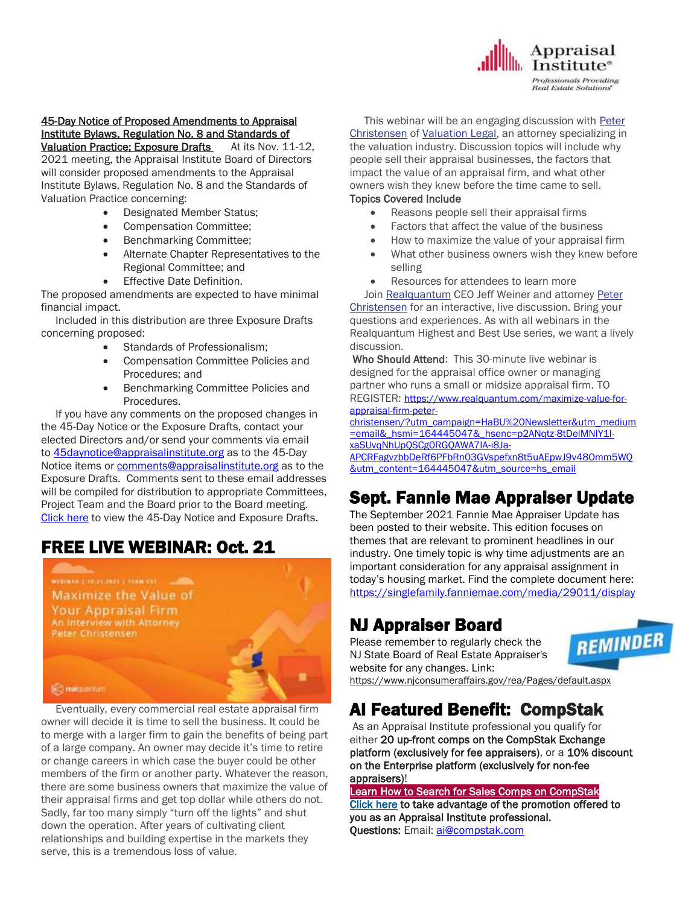**45-Day Notice of Proposed Amendments to Appraisal Institute Bylaws, Regulation No. 8 and Standards of Valuation Practice; Exposure Drafts** At its Nov. 11-12, 2021 meeting, the Appraisal Institute Board of Directors will consider proposed amendments to the Appraisal Institute Bylaws, Regulation No. 8 and the Standards of Valuation Practice concerning:

- Designated Member Status;
- Compensation Committee;
- Benchmarking Committee;
- Alternate Chapter Representatives to the Regional Committee; and
- Effective Date Definition.

The proposed amendments are expected to have minimal financial impact.

Included in this distribution are three Exposure Drafts concerning proposed:

- Standards of Professionalism;
- Compensation Committee Policies and Procedures; and
- Benchmarking Committee Policies and Procedures.

If you have any comments on the proposed changes in the 45-Day Notice or the Exposure Drafts, contact your elected Directors and/or send your comments via email to 45daynotice@appraisalinstitute.org as to the 45-Day Notice items or comments@appraisalinstitute.org as to the Exposure Drafts. Comments sent to these email addresses will be compiled for distribution to appropriate Committees, Project Team and the Board prior to the Board meeting. Click here to view the 45-Day Notice and Exposure Drafts.

## FREE LIVE WEBINAR: Oct. 21

Webinar | 10.21.2021 | 11AM EST

Maximize the Value of Your Appraisal Firm

An Interview with Attorney Peter Christensen

Eventually, every commercial real estate appraisal firm owner will decide it is time to sell the business. It could be to merge with a larger firm to gain the benefits of being part of a large company. An owner may decide it's time to retire or change careers in which case the buyer could be other members of the firm or another party. Whatever the reason, there are some business owners that maximize the value of their appraisal firms and get top dollar while others do not. Sadly, far too many simply "turn off the lights" and shut down the operation. After years of cultivating client relationships and building expertise in the markets they serve, this is a tremendous loss of value.

This webinar will be an engaging discussion with Peter Christensen of Valuation Legal, an attorney specializing in the valuation industry. Discussion topics will include why people sell their appraisal businesses, the factors that impact the value of an appraisal firm, and what other owners wish they knew before the time came to sell.

**Topics Covered Include**

- Reasons people sell their appraisal firms
- Factors that affect the value of the business
- How to maximize the value of your appraisal firm
- What other business owners wish they knew before selling
- Resources for attendees to learn more

Join Realquantum CEO Jeff Weiner and attorney Peter Christensen for an interactive, live discussion. Bring your questions and experiences. As with all webinars in the Realquantum Highest and Best Use series, we want a lively discussion.

**Who Should Attend**: This 30-minute live webinar is designed for the appraisal office owner or managing partner who runs a small or midsize appraisal firm. TO REGISTER: https://www.realquantum.com/maximize-value-for-appraisal-firm-peter-christensen/?utm_campaign=HaBU%20Newsletter&utm_medium=email&_hsmi=164445047&_hsenc=p2ANqtz-8tDelMNIY1l-xaSUvqNhUpQSCg0RGQAWA7IA-i8Ja-APCRFagvzbbDeRf6PFbRn03GVspefxn8t5uAEpwJ9v480mm5WQ&utm_content=164445047&utm_source=hs_email

## Sept. Fannie Mae Appraiser Update

The September 2021 Fannie Mae Appraiser Update has been posted to their website. This edition focuses on themes that are relevant to prominent headlines in our industry. One timely topic is why time adjustments are an important consideration for any appraisal assignment in today's housing market. Find the complete document here: https://singlefamily.fanniemae.com/media/29011/display

## NJ Appraiser Board

REMINDER

Please remember to regularly check the NJ State Board of Real Estate Appraiser's website for any changes. Link: https://www.njconsumeraffairs.gov/rea/Pages/default.aspx

## AI Featured Benefit: CompStak

As an Appraisal Institute professional you qualify for either **20 up-front comps on the CompStak Exchange platform (exclusively for fee appraisers)**, or a **10% discount on the Enterprise platform (exclusively for non-fee appraisers)**!

**Learn How to Search for Sales Comps on CompStak**

**Click here to take advantage of the promotion offered to you as an Appraisal Institute professional.**

**Questions:** Email: ai@compstak.com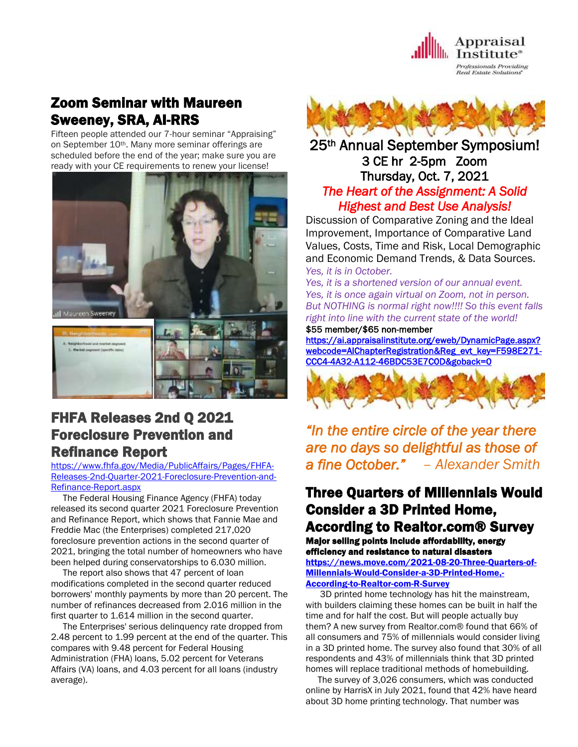## Zoom Seminar with Maureen Sweeney, SRA, AI-RRS

Fifteen people attended our 7-hour seminar "Appraising" on September 10th. Many more seminar offerings are scheduled before the end of the year; make sure you are ready with your CE requirements to renew your license!

## FHFA Releases 2nd Q 2021 Foreclosure Prevention and Refinance Report

https://www.fhfa.gov/Media/PublicAffairs/Pages/FHFA-Releases-2nd-Quarter-2021-Foreclosure-Prevention-and-Refinance-Report.aspx

The Federal Housing Finance Agency (FHFA) today released its second quarter 2021 Foreclosure Prevention and Refinance Report, which shows that Fannie Mae and Freddie Mac (the Enterprises) completed 217,020 foreclosure prevention actions in the second quarter of 2021, bringing the total number of homeowners who have been helped during conservatorships to 6.030 million.

The report also shows that 47 percent of loan modifications completed in the second quarter reduced borrowers' monthly payments by more than 20 percent. The number of refinances decreased from 2.016 million in the first quarter to 1.614 million in the second quarter.

The Enterprises' serious delinquency rate dropped from 2.48 percent to 1.99 percent at the end of the quarter. This compares with 9.48 percent for Federal Housing Administration (FHA) loans, 5.02 percent for Veterans Affairs (VA) loans, and 4.03 percent for all loans (industry average).

## 25th Annual September Symposium!

**3 CE hr 2-5pm Zoom**

**Thursday, Oct. 7, 2021**

*The Heart of the Assignment: A Solid Highest and Best Use Analysis!*

Discussion of Comparative Zoning and the Ideal Improvement, Importance of Comparative Land Values, Costs, Time and Risk, Local Demographic and Economic Demand Trends, & Data Sources.

*Yes, it is in October.*
*Yes, it is a shortened version of our annual event.*
*Yes, it is once again virtual on Zoom, not in person.*
*But NOTHING is normal right now!!!! So this event falls right into line with the current state of the world!*

$55 member/$65 non-member

https://ai.appraisalinstitute.org/eweb/DynamicPage.aspx?webcode=AIChapterRegistration&Reg_evt_key=F598E271-CCC4-4A32-A112-46BDC53E7C0D&goback=0

*"In the entire circle of the year there are no days so delightful as those of a fine October." – Alexander Smith*

## Three Quarters of Millennials Would Consider a 3D Printed Home, According to Realtor.com® Survey

**Major selling points include affordability, energy efficiency and resistance to natural disasters**

https://news.move.com/2021-08-20-Three-Quarters-of-Millennials-Would-Consider-a-3D-Printed-Home,-According-to-Realtor-com-R-Survey

3D printed home technology has hit the mainstream, with builders claiming these homes can be built in half the time and for half the cost. But will people actually buy them? A new survey from Realtor.com® found that 66% of all consumers and 75% of millennials would consider living in a 3D printed home. The survey also found that 30% of all respondents and 43% of millennials think that 3D printed homes will replace traditional methods of homebuilding.

The survey of 3,026 consumers, which was conducted online by HarrisX in July 2021, found that 42% have heard about 3D home printing technology. That number was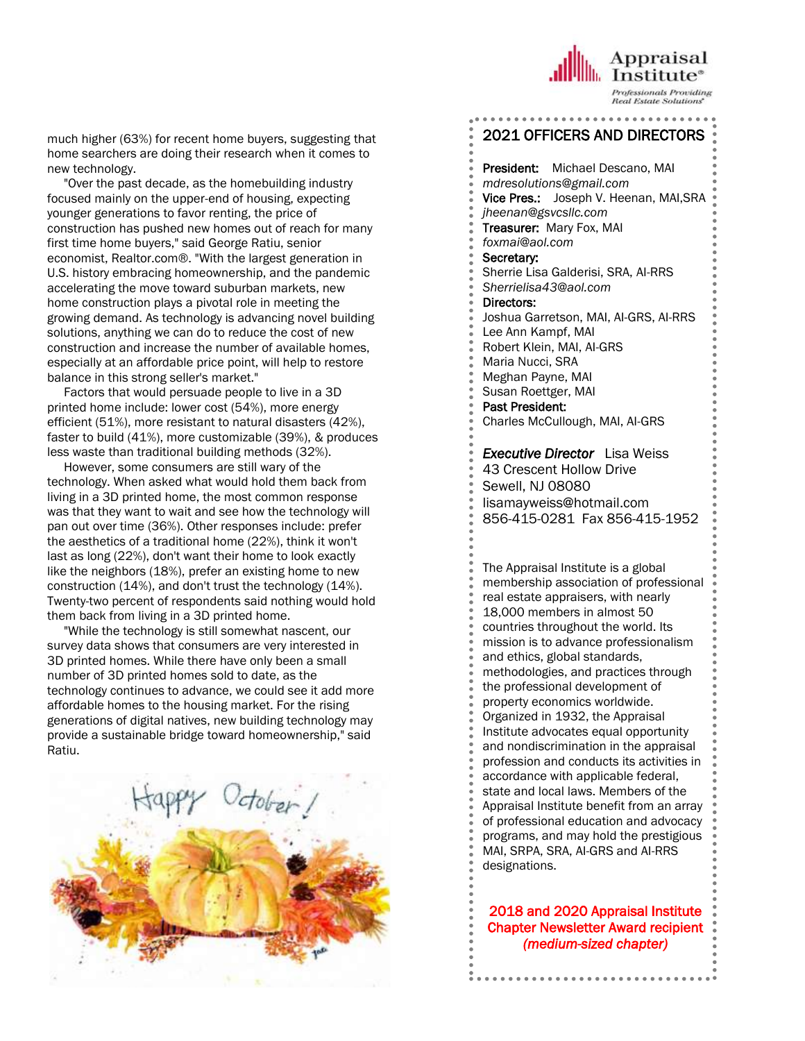much higher (63%) for recent home buyers, suggesting that home searchers are doing their research when it comes to new technology.

"Over the past decade, as the homebuilding industry focused mainly on the upper-end of housing, expecting younger generations to favor renting, the price of construction has pushed new homes out of reach for many first time home buyers," said George Ratiu, senior economist, Realtor.com®. "With the largest generation in U.S. history embracing homeownership, and the pandemic accelerating the move toward suburban markets, new home construction plays a pivotal role in meeting the growing demand. As technology is advancing novel building solutions, anything we can do to reduce the cost of new construction and increase the number of available homes, especially at an affordable price point, will help to restore balance in this strong seller's market."

Factors that would persuade people to live in a 3D printed home include: lower cost (54%), more energy efficient (51%), more resistant to natural disasters (42%), faster to build (41%), more customizable (39%), & produces less waste than traditional building methods (32%).

However, some consumers are still wary of the technology. When asked what would hold them back from living in a 3D printed home, the most common response was that they want to wait and see how the technology will pan out over time (36%). Other responses include: prefer the aesthetics of a traditional home (22%), think it won't last as long (22%), don't want their home to look exactly like the neighbors (18%), prefer an existing home to new construction (14%), and don't trust the technology (14%). Twenty-two percent of respondents said nothing would hold them back from living in a 3D printed home.

"While the technology is still somewhat nascent, our survey data shows that consumers are very interested in 3D printed homes. While there have only been a small number of 3D printed homes sold to date, as the technology continues to advance, we could see it add more affordable homes to the housing market. For the rising generations of digital natives, new building technology may provide a sustainable bridge toward homeownership," said Ratiu.

Happy October!

Appraisal Institute®
*Professionals Providing Real Estate Solutions*

## 2021 OFFICERS AND DIRECTORS

**President:** Michael Descano, MAI
*mdresolutions@gmail.com*
**Vice Pres.:** Joseph V. Heenan, MAI,SRA
*jheenan@gsvcsllc.com*
**Treasurer:** Mary Fox, MAI
*foxmai@aol.com*
**Secretary:**
Sherrie Lisa Galderisi, SRA, AI-RRS
*Sherrielisa43@aol.com*
**Directors:**
Joshua Garretson, MAI, AI-GRS, AI-RRS
Lee Ann Kampf, MAI
Robert Klein, MAI, AI-GRS
Maria Nucci, SRA
Meghan Payne, MAI
Susan Roettger, MAI
**Past President:**
Charles McCullough, MAI, AI-GRS

***Executive Director*** Lisa Weiss
43 Crescent Hollow Drive
Sewell, NJ 08080
lisamayweiss@hotmail.com
856-415-0281 Fax 856-415-1952

The Appraisal Institute is a global membership association of professional real estate appraisers, with nearly 18,000 members in almost 50 countries throughout the world. Its mission is to advance professionalism and ethics, global standards, methodologies, and practices through the professional development of property economics worldwide. Organized in 1932, the Appraisal Institute advocates equal opportunity and nondiscrimination in the appraisal profession and conducts its activities in accordance with applicable federal, state and local laws. Members of the Appraisal Institute benefit from an array of professional education and advocacy programs, and may hold the prestigious MAI, SRPA, SRA, AI-GRS and AI-RRS designations.

2018 and 2020 Appraisal Institute Chapter Newsletter Award recipient *(medium-sized chapter)*